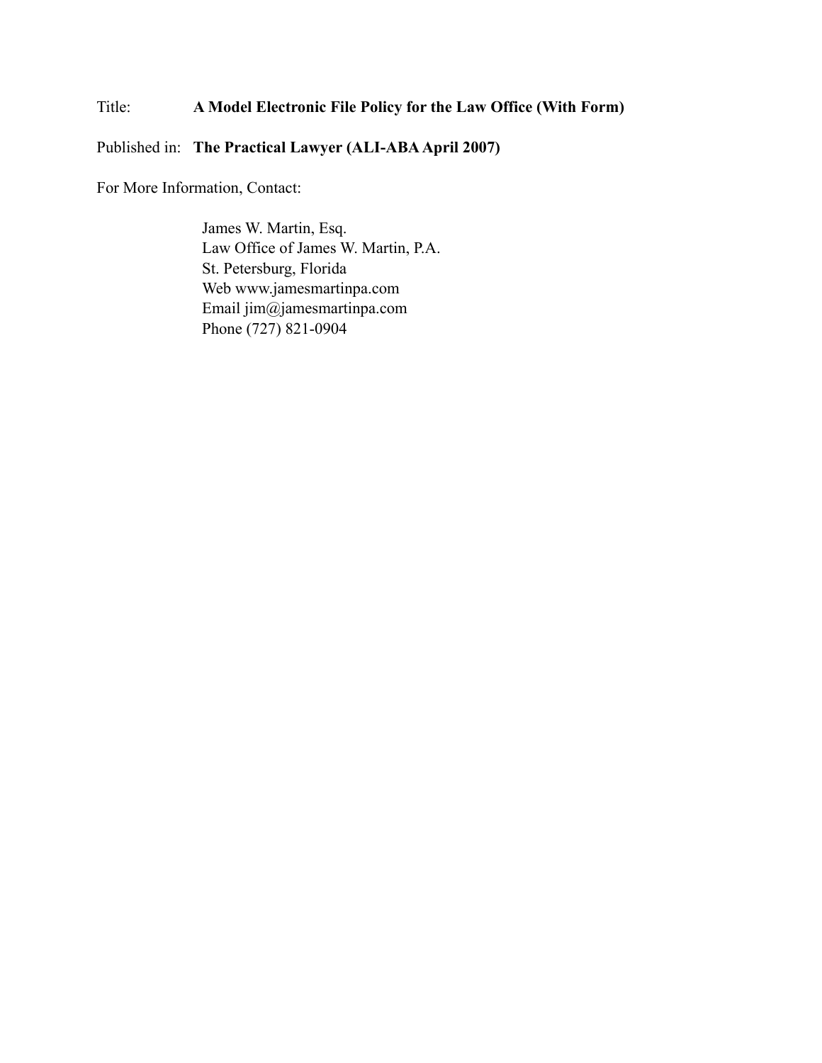Title: **A Model Electronic File Policy for the Law Office (With Form)**

Published in: **The Practical Lawyer (ALI-ABA April 2007)**

For More Information, Contact:

James W. Martin, Esq.
Law Office of James W. Martin, P.A.
St. Petersburg, Florida
Web www.jamesmartinpa.com
Email jim@jamesmartinpa.com
Phone (727) 821-0904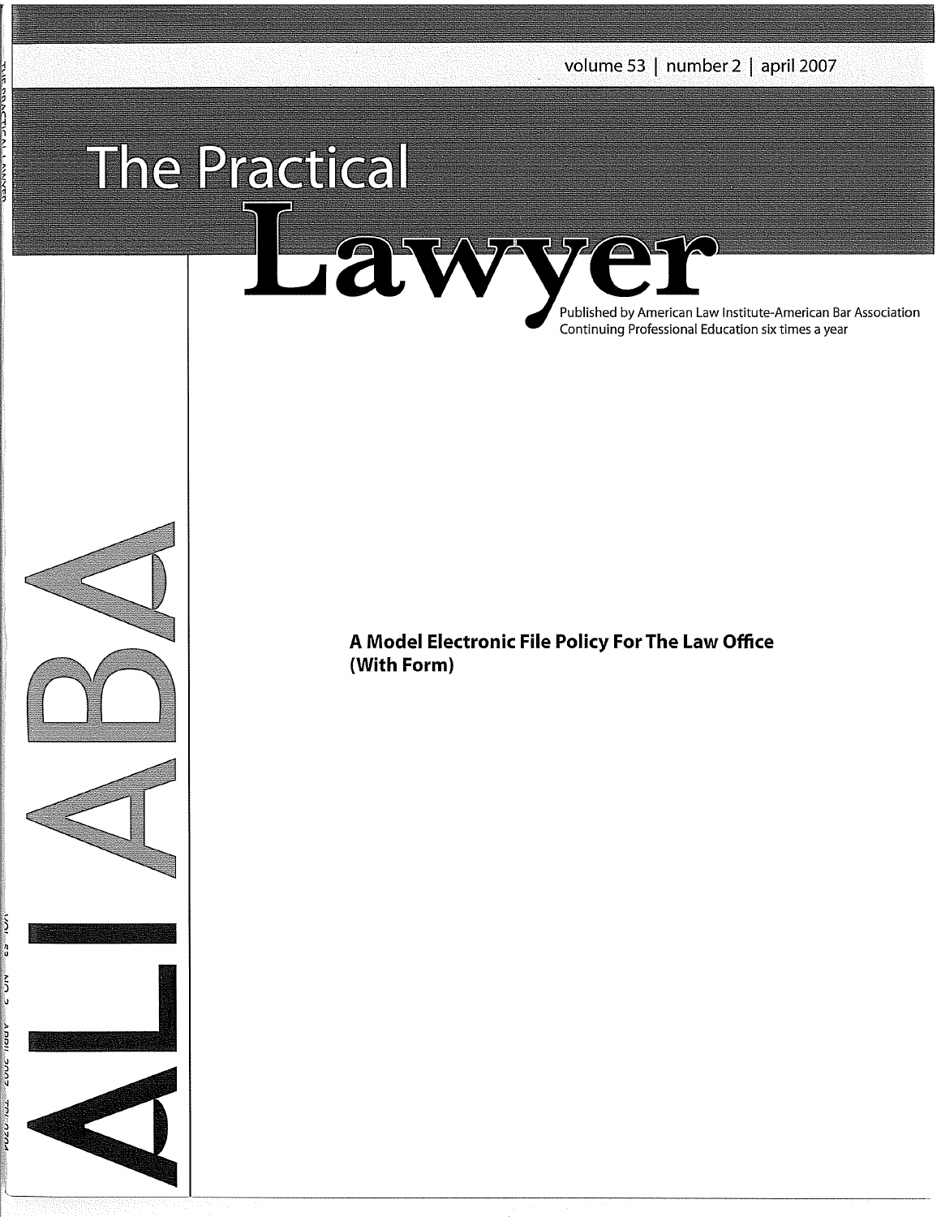volume 53 | number 2 | april 2007

# The Practical Lawyer

Published by American Law Institute-American Bar Association Continuing Professional Education six times a year

ALI ABA

## A Model Electronic File Policy For The Law Office (With Form)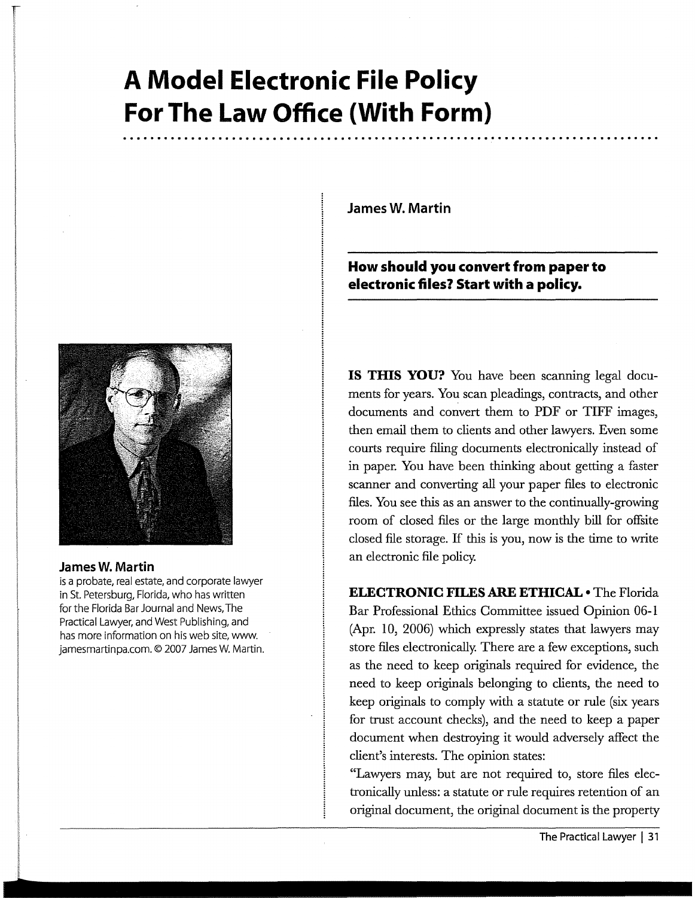# A Model Electronic File Policy For The Law Office (With Form)

**James W. Martin**

**How should you convert from paper to electronic files? Start with a policy.**

**James W. Martin**
is a probate, real estate, and corporate lawyer in St. Petersburg, Florida, who has written for the Florida Bar Journal and News, The Practical Lawyer, and West Publishing, and has more information on his web site, www.jamesmartinpa.com. © 2007 James W. Martin.

**IS THIS YOU?** You have been scanning legal documents for years. You scan pleadings, contracts, and other documents and convert them to PDF or TIFF images, then email them to clients and other lawyers. Even some courts require filing documents electronically instead of in paper. You have been thinking about getting a faster scanner and converting all your paper files to electronic files. You see this as an answer to the continually-growing room of closed files or the large monthly bill for offsite closed file storage. If this is you, now is the time to write an electronic file policy.

**ELECTRONIC FILES ARE ETHICAL** • The Florida Bar Professional Ethics Committee issued Opinion 06-1 (Apr. 10, 2006) which expressly states that lawyers may store files electronically. There are a few exceptions, such as the need to keep originals required for evidence, the need to keep originals belonging to clients, the need to keep originals to comply with a statute or rule (six years for trust account checks), and the need to keep a paper document when destroying it would adversely affect the client's interests. The opinion states:

"Lawyers may, but are not required to, store files electronically unless: a statute or rule requires retention of an original document, the original document is the property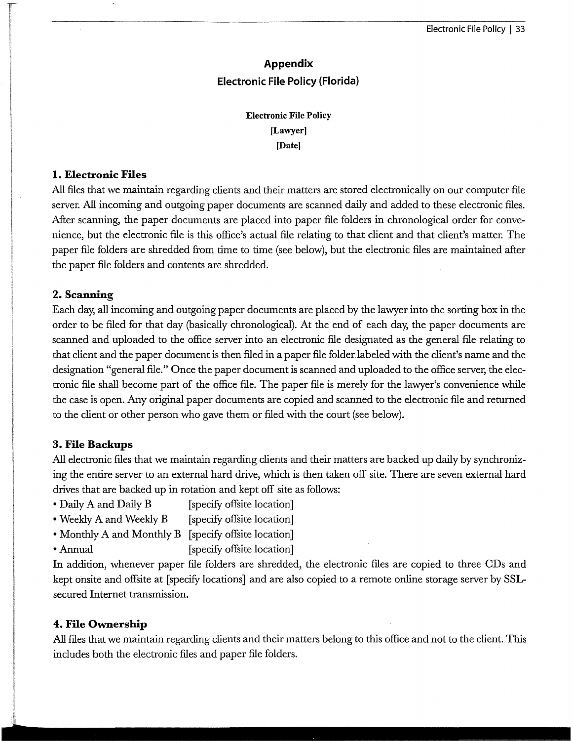# Appendix

## Electronic File Policy (Florida)

**Electronic File Policy**
**[Lawyer]**
**[Date]**

### 1. Electronic Files

All files that we maintain regarding clients and their matters are stored electronically on our computer file server. All incoming and outgoing paper documents are scanned daily and added to these electronic files. After scanning, the paper documents are placed into paper file folders in chronological order for convenience, but the electronic file is this office's actual file relating to that client and that client's matter. The paper file folders are shredded from time to time (see below), but the electronic files are maintained after the paper file folders and contents are shredded.

### 2. Scanning

Each day, all incoming and outgoing paper documents are placed by the lawyer into the sorting box in the order to be filed for that day (basically chronological). At the end of each day, the paper documents are scanned and uploaded to the office server into an electronic file designated as the general file relating to that client and the paper document is then filed in a paper file folder labeled with the client's name and the designation "general file." Once the paper document is scanned and uploaded to the office server, the electronic file shall become part of the office file. The paper file is merely for the lawyer's convenience while the case is open. Any original paper documents are copied and scanned to the electronic file and returned to the client or other person who gave them or filed with the court (see below).

### 3. File Backups

All electronic files that we maintain regarding clients and their matters are backed up daily by synchronizing the entire server to an external hard drive, which is then taken off site. There are seven external hard drives that are backed up in rotation and kept off site as follows:

- Daily A and Daily B [specify offsite location]
- Weekly A and Weekly B [specify offsite location]
- Monthly A and Monthly B [specify offsite location]
- Annual [specify offsite location]

In addition, whenever paper file folders are shredded, the electronic files are copied to three CDs and kept onsite and offsite at [specify locations] and are also copied to a remote online storage server by SSL-secured Internet transmission.

### 4. File Ownership

All files that we maintain regarding clients and their matters belong to this office and not to the client. This includes both the electronic files and paper file folders.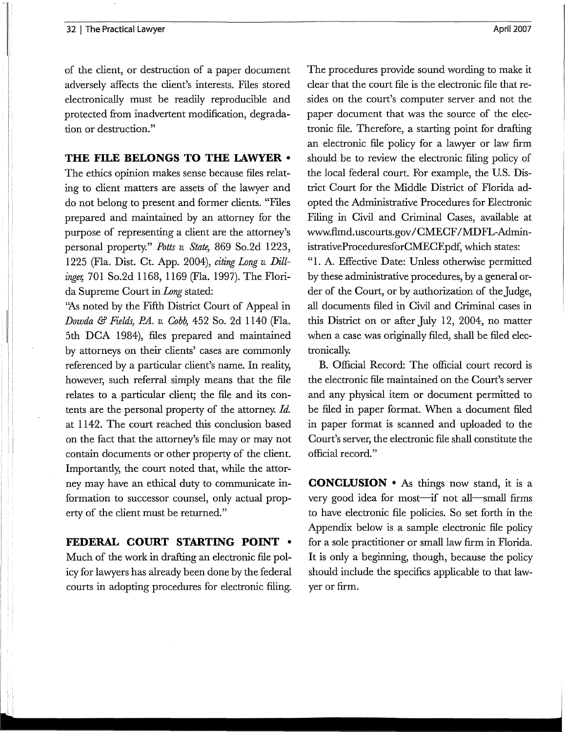of the client, or destruction of a paper document adversely affects the client's interests. Files stored electronically must be readily reproducible and protected from inadvertent modification, degradation or destruction."

## THE FILE BELONGS TO THE LAWYER •

The ethics opinion makes sense because files relating to client matters are assets of the lawyer and do not belong to present and former clients. "Files prepared and maintained by an attorney for the purpose of representing a client are the attorney's personal property." *Potts v. State*, 869 So.2d 1223, 1225 (Fla. Dist. Ct. App. 2004), *citing Long v. Dillinger*, 701 So.2d 1168, 1169 (Fla. 1997). The Florida Supreme Court in *Long* stated:

"As noted by the Fifth District Court of Appeal in *Dowda & Fields, P.A. v. Cobb*, 452 So. 2d 1140 (Fla. 5th DCA 1984), files prepared and maintained by attorneys on their clients' cases are commonly referenced by a particular client's name. In reality, however, such referral simply means that the file relates to a particular client; the file and its contents are the personal property of the attorney. *Id.* at 1142. The court reached this conclusion based on the fact that the attorney's file may or may not contain documents or other property of the client. Importantly, the court noted that, while the attorney may have an ethical duty to communicate information to successor counsel, only actual property of the client must be returned."

## FEDERAL COURT STARTING POINT •

Much of the work in drafting an electronic file policy for lawyers has already been done by the federal courts in adopting procedures for electronic filing. The procedures provide sound wording to make it clear that the court file is the electronic file that resides on the court's computer server and not the paper document that was the source of the electronic file. Therefore, a starting point for drafting an electronic file policy for a lawyer or law firm should be to review the electronic filing policy of the local federal court. For example, the U.S. District Court for the Middle District of Florida adopted the Administrative Procedures for Electronic Filing in Civil and Criminal Cases, available at www.flmd.uscourts.gov/CMECF/MDFL-AdministrativeProceduresforCMECF.pdf, which states:

"1. A. Effective Date: Unless otherwise permitted by these administrative procedures, by a general order of the Court, or by authorization of the Judge, all documents filed in Civil and Criminal cases in this District on or after July 12, 2004, no matter when a case was originally filed, shall be filed electronically.

B. Official Record: The official court record is the electronic file maintained on the Court's server and any physical item or document permitted to be filed in paper format. When a document filed in paper format is scanned and uploaded to the Court's server, the electronic file shall constitute the official record."

**CONCLUSION •** As things now stand, it is a very good idea for most—if not all—small firms to have electronic file policies. So set forth in the Appendix below is a sample electronic file policy for a sole practitioner or small law firm in Florida. It is only a beginning, though, because the policy should include the specifics applicable to that lawyer or firm.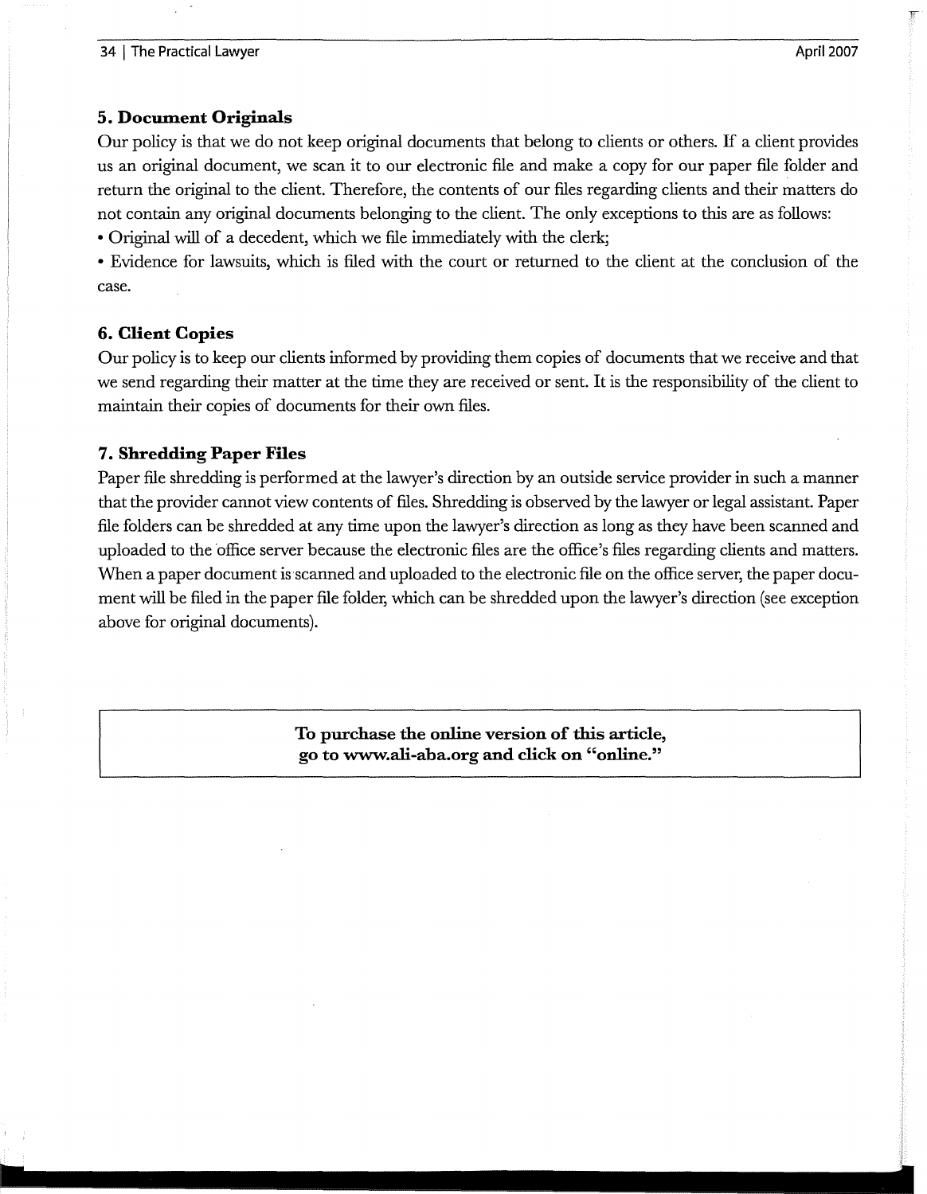### 5. Document Originals

Our policy is that we do not keep original documents that belong to clients or others. If a client provides us an original document, we scan it to our electronic file and make a copy for our paper file folder and return the original to the client. Therefore, the contents of our files regarding clients and their matters do not contain any original documents belonging to the client. The only exceptions to this are as follows:

- Original will of a decedent, which we file immediately with the clerk;
- Evidence for lawsuits, which is filed with the court or returned to the client at the conclusion of the case.

### 6. Client Copies

Our policy is to keep our clients informed by providing them copies of documents that we receive and that we send regarding their matter at the time they are received or sent. It is the responsibility of the client to maintain their copies of documents for their own files.

### 7. Shredding Paper Files

Paper file shredding is performed at the lawyer's direction by an outside service provider in such a manner that the provider cannot view contents of files. Shredding is observed by the lawyer or legal assistant. Paper file folders can be shredded at any time upon the lawyer's direction as long as they have been scanned and uploaded to the office server because the electronic files are the office's files regarding clients and matters. When a paper document is scanned and uploaded to the electronic file on the office server, the paper document will be filed in the paper file folder, which can be shredded upon the lawyer's direction (see exception above for original documents).

**To purchase the online version of this article, go to www.ali-aba.org and click on "online."**